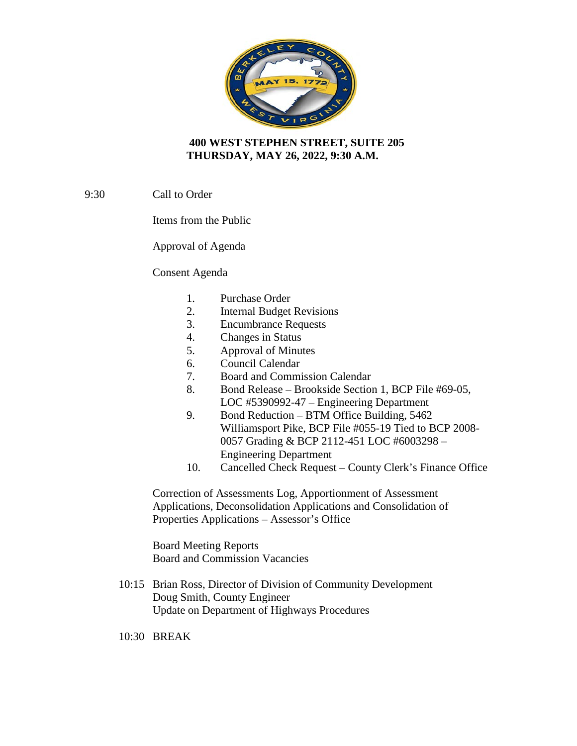**400 WEST STEPHEN STREET, SUITE 205**
**THURSDAY, MAY 26, 2022, 9:30 A.M.**

9:30 Call to Order

Items from the Public

Approval of Agenda

Consent Agenda

1. Purchase Order
2. Internal Budget Revisions
3. Encumbrance Requests
4. Changes in Status
5. Approval of Minutes
6. Council Calendar
7. Board and Commission Calendar
8. Bond Release – Brookside Section 1, BCP File #69-05, LOC #5390992-47 – Engineering Department
9. Bond Reduction – BTM Office Building, 5462 Williamsport Pike, BCP File #055-19 Tied to BCP 2008-0057 Grading & BCP 2112-451 LOC #6003298 – Engineering Department
10. Cancelled Check Request – County Clerk's Finance Office

Correction of Assessments Log, Apportionment of Assessment Applications, Deconsolidation Applications and Consolidation of Properties Applications – Assessor's Office

Board Meeting Reports
Board and Commission Vacancies

10:15 Brian Ross, Director of Division of Community Development
Doug Smith, County Engineer
Update on Department of Highways Procedures

10:30 BREAK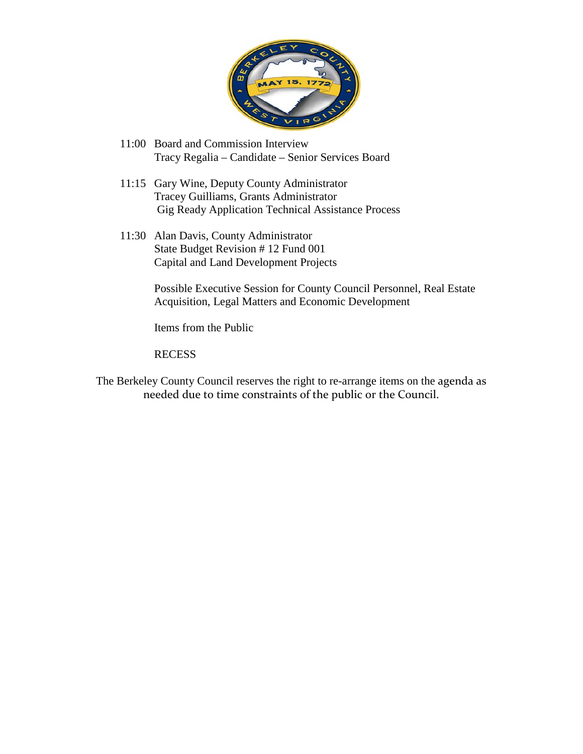11:00 Board and Commission Interview
Tracy Regalia – Candidate – Senior Services Board

11:15 Gary Wine, Deputy County Administrator
Tracey Guilliams, Grants Administrator
Gig Ready Application Technical Assistance Process

11:30 Alan Davis, County Administrator
State Budget Revision # 12 Fund 001
Capital and Land Development Projects

Possible Executive Session for County Council Personnel, Real Estate Acquisition, Legal Matters and Economic Development

Items from the Public

RECESS

The Berkeley County Council reserves the right to re-arrange items on the agenda as needed due to time constraints of the public or the Council.